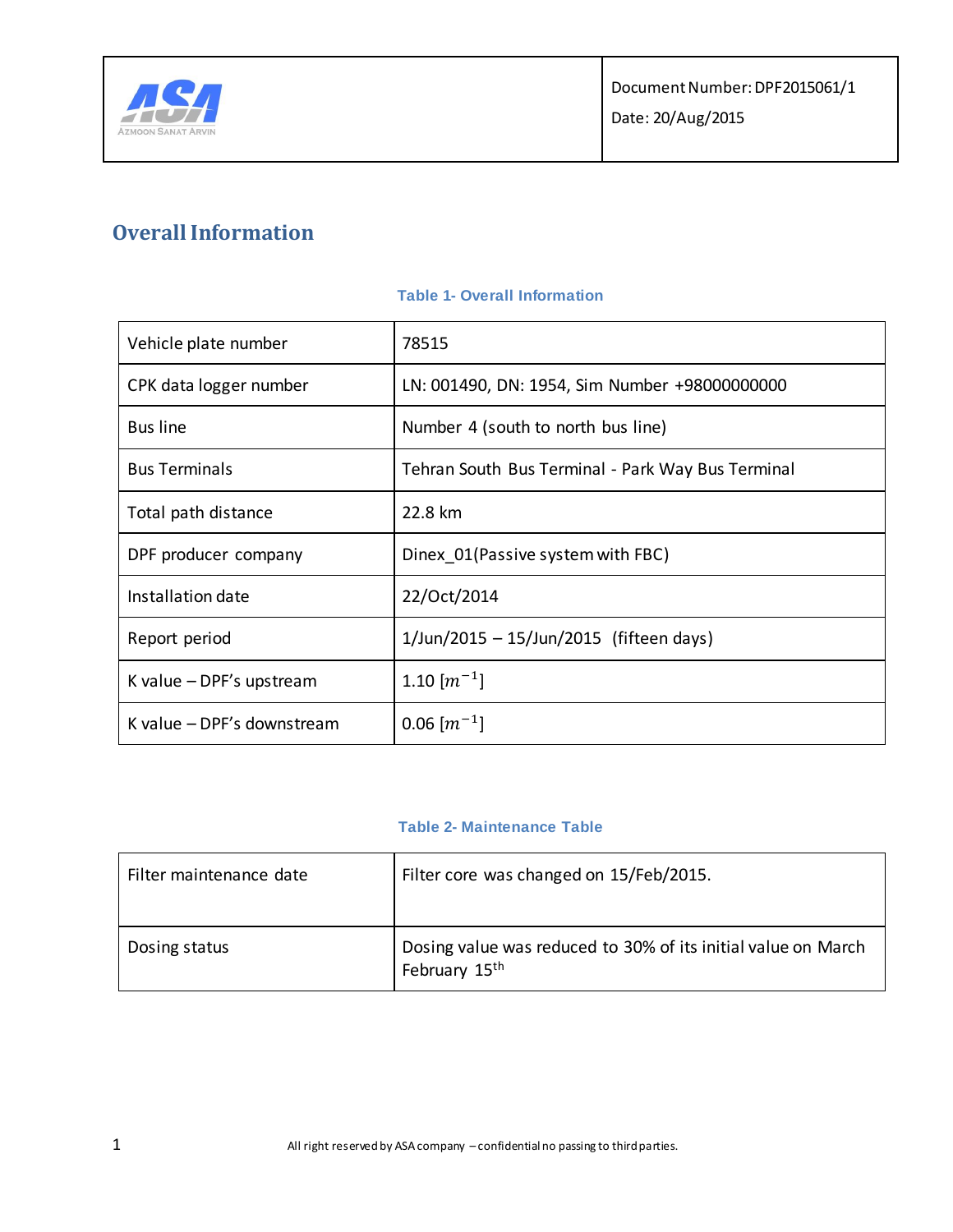ASA
AZMOON SANAT ARVIN

Document Number: DPF2015061/1

Date: 20/Aug/2015

## Overall Information

Table 1- Overall Information

| | |
|---|---|
| Vehicle plate number | 78515 |
| CPK data logger number | LN: 001490, DN: 1954, Sim Number +98000000000 |
| Bus line | Number 4 (south to north bus line) |
| Bus Terminals | Tehran South Bus Terminal - Park Way Bus Terminal |
| Total path distance | 22.8 km |
| DPF producer company | Dinex_01(Passive system with FBC) |
| Installation date | 22/Oct/2014 |
| Report period | 1/Jun/2015 – 15/Jun/2015 (fifteen days) |
| K value – DPF's upstream | 1.10 $[m^{-1}]$ |
| K value – DPF's downstream | 0.06 $[m^{-1}]$ |

Table 2- Maintenance Table

| | |
|---|---|
| Filter maintenance date | Filter core was changed on 15/Feb/2015. |
| Dosing status | Dosing value was reduced to 30% of its initial value on March February 15th |

All right reserved by ASA company – confidential no passing to third parties.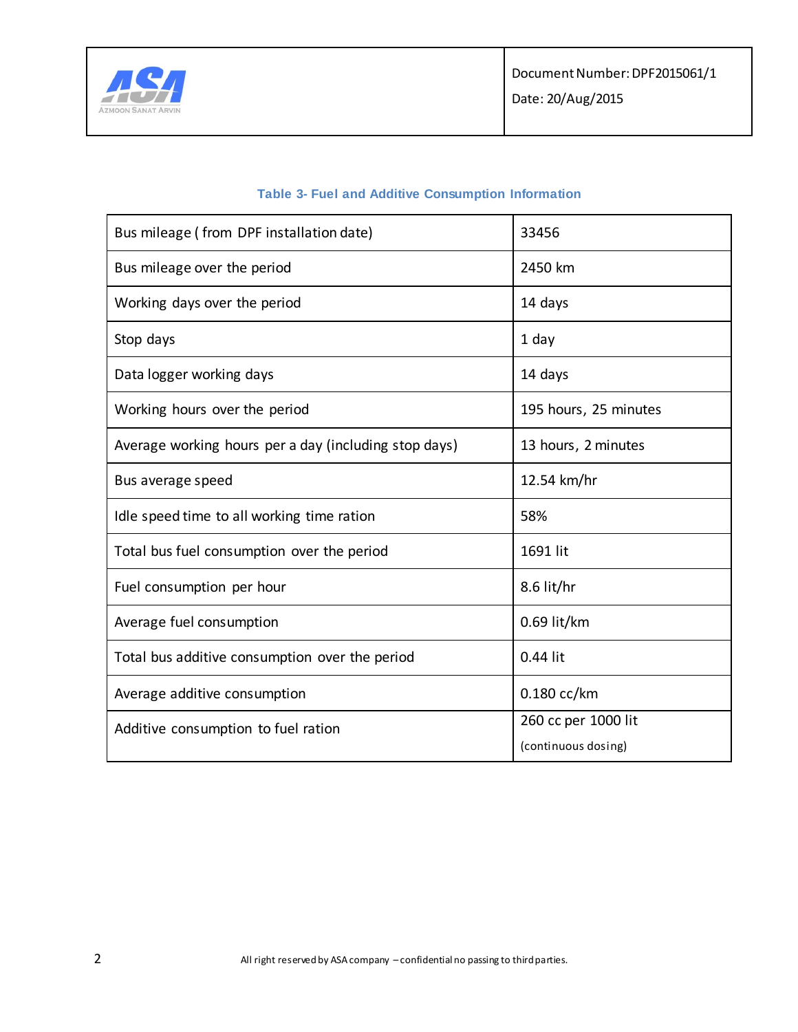Table 3- Fuel and Additive Consumption Information

| | |
|---|---|
| Bus mileage ( from DPF installation date) | 33456 |
| Bus mileage over the period | 2450 km |
| Working days over the period | 14 days |
| Stop days | 1 day |
| Data logger working days | 14 days |
| Working hours over the period | 195 hours, 25 minutes |
| Average working hours per a day (including stop days) | 13 hours, 2 minutes |
| Bus average speed | 12.54 km/hr |
| Idle speed time to all working time ration | 58% |
| Total bus fuel consumption over the period | 1691 lit |
| Fuel consumption per hour | 8.6 lit/hr |
| Average fuel consumption | 0.69 lit/km |
| Total bus additive consumption over the period | 0.44 lit |
| Average additive consumption | 0.180 cc/km |
| Additive consumption to fuel ration | 260 cc per 1000 lit (continuous dosing) |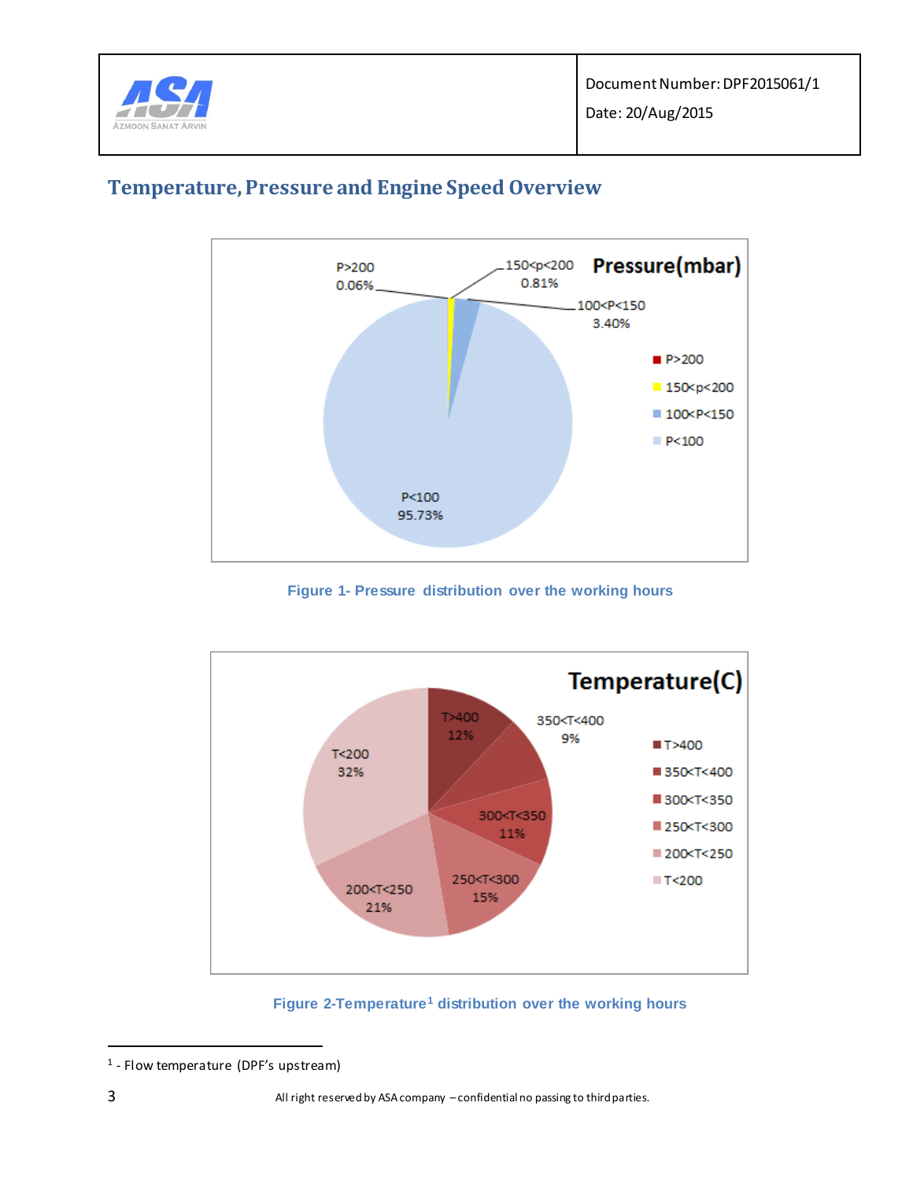## Temperature, Pressure and Engine Speed Overview

Pressure(mbar)

P>200
0.06%

150<p<200
0.81%

100<P<150
3.40%

P<100
95.73%

P>200
150<p<200
100<P<150
P<100

Figure 1- Pressure distribution over the working hours

Temperature(C)

T>400
12%

350<T<400
9%

300<T<350
11%

250<T<300
15%

200<T<250
21%

T<200
32%

T>400
350<T<400
300<T<350
250<T<300
200<T<250
T<200

Figure 2-Temperature[1] distribution over the working hours

[1] - Flow temperature (DPF's upstream)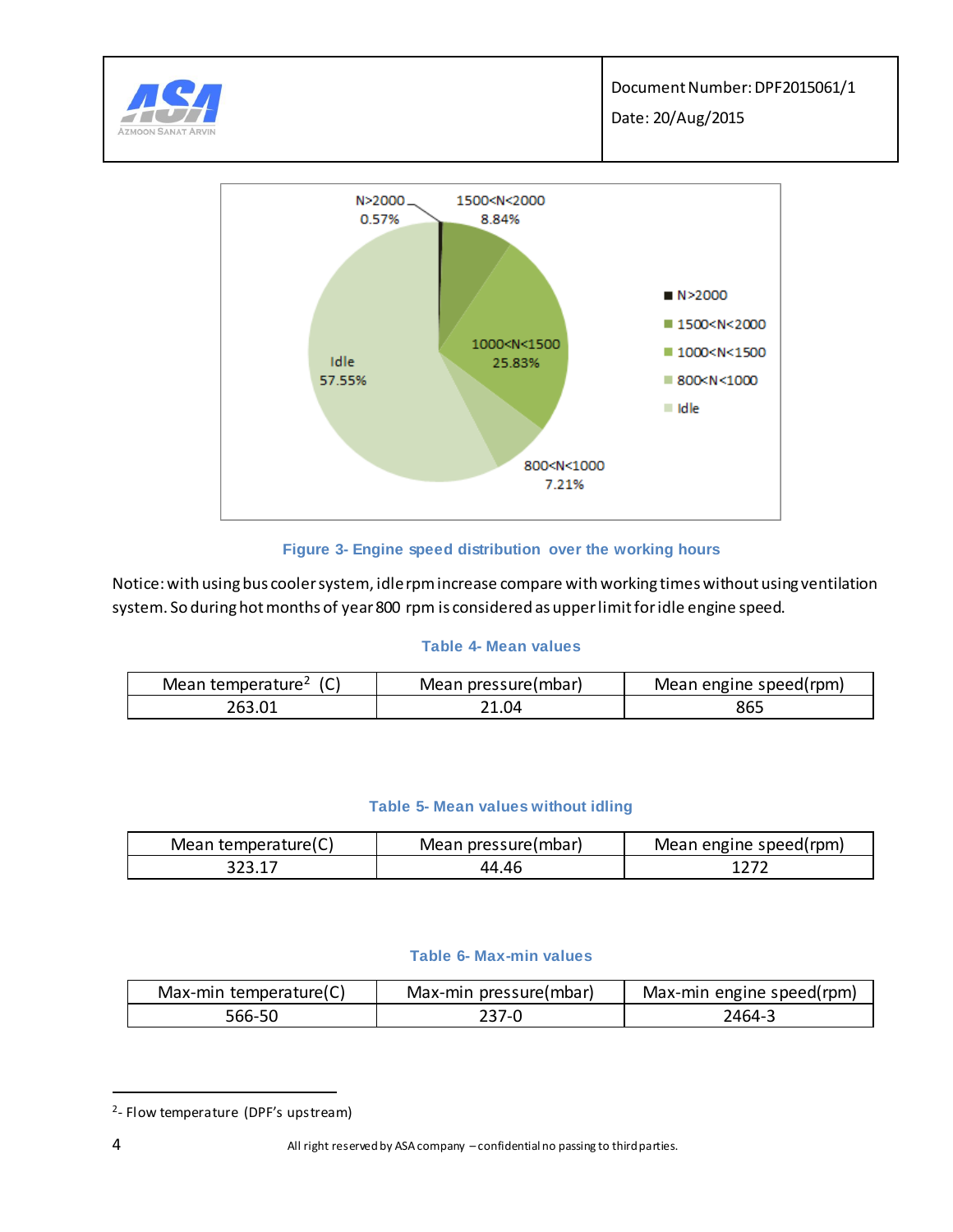N>2000
0.57%

1500<N<2000
8.84%

1000<N<1500
25.83%

800<N<1000
7.21%

Idle
57.55%

N>2000
1500<N<2000
1000<N<1500
800<N<1000
Idle

**Figure 3- Engine speed distribution over the working hours**

Notice: with using bus cooler system, idle rpm increase compare with working times without using ventilation system. So during hot months of year 800 rpm is considered as upper limit for idle engine speed.

**Table 4- Mean values**

| Mean temperature[2] (C) | Mean pressure(mbar) | Mean engine speed(rpm) |
|---|---|---|
| 263.01 | 21.04 | 865 |

**Table 5- Mean values without idling**

| Mean temperature(C) | Mean pressure(mbar) | Mean engine speed(rpm) |
|---|---|---|
| 323.17 | 44.46 | 1272 |

**Table 6- Max-min values**

| Max-min temperature(C) | Max-min pressure(mbar) | Max-min engine speed(rpm) |
|---|---|---|
| 566-50 | 237-0 | 2464-3 |

[2]- Flow temperature (DPF's upstream)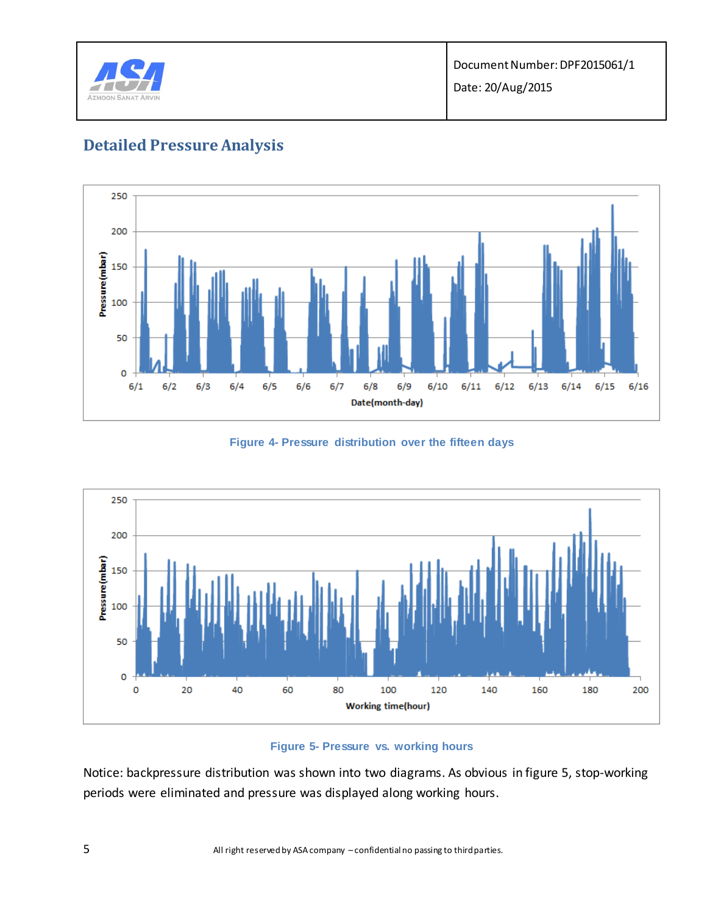## Detailed Pressure Analysis

Figure 4- Pressure distribution over the fifteen days

Figure 5- Pressure vs. working hours

Notice: backpressure distribution was shown into two diagrams. As obvious in figure 5, stop-working periods were eliminated and pressure was displayed along working hours.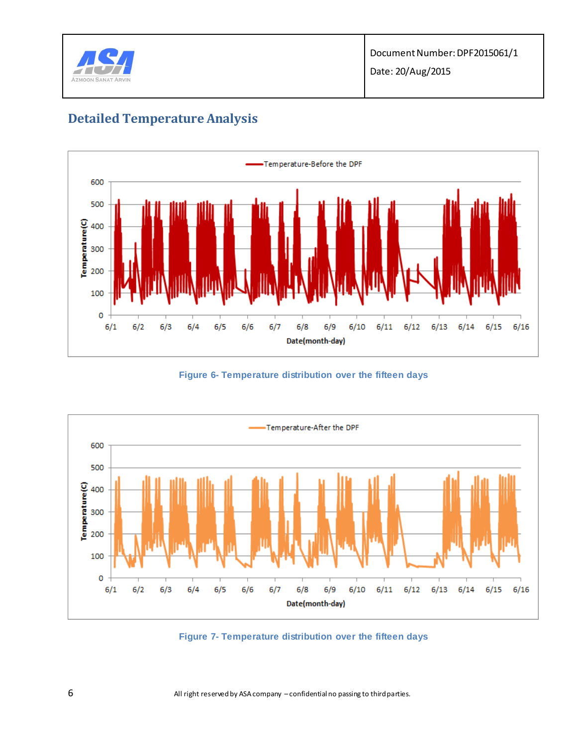## Detailed Temperature Analysis

Temperature-Before the DPF

600
500
400
300
200
100
0

Temperature(C)

6/1 6/2 6/3 6/4 6/5 6/6 6/7 6/8 6/9 6/10 6/11 6/12 6/13 6/14 6/15 6/16

Date(month-day)

Figure 6- Temperature distribution over the fifteen days

Temperature-After the DPF

600
500
400
300
200
100
0

Temperature(C)

6/1 6/2 6/3 6/4 6/5 6/6 6/7 6/8 6/9 6/10 6/11 6/12 6/13 6/14 6/15 6/16

Date(month-day)

Figure 7- Temperature distribution over the fifteen days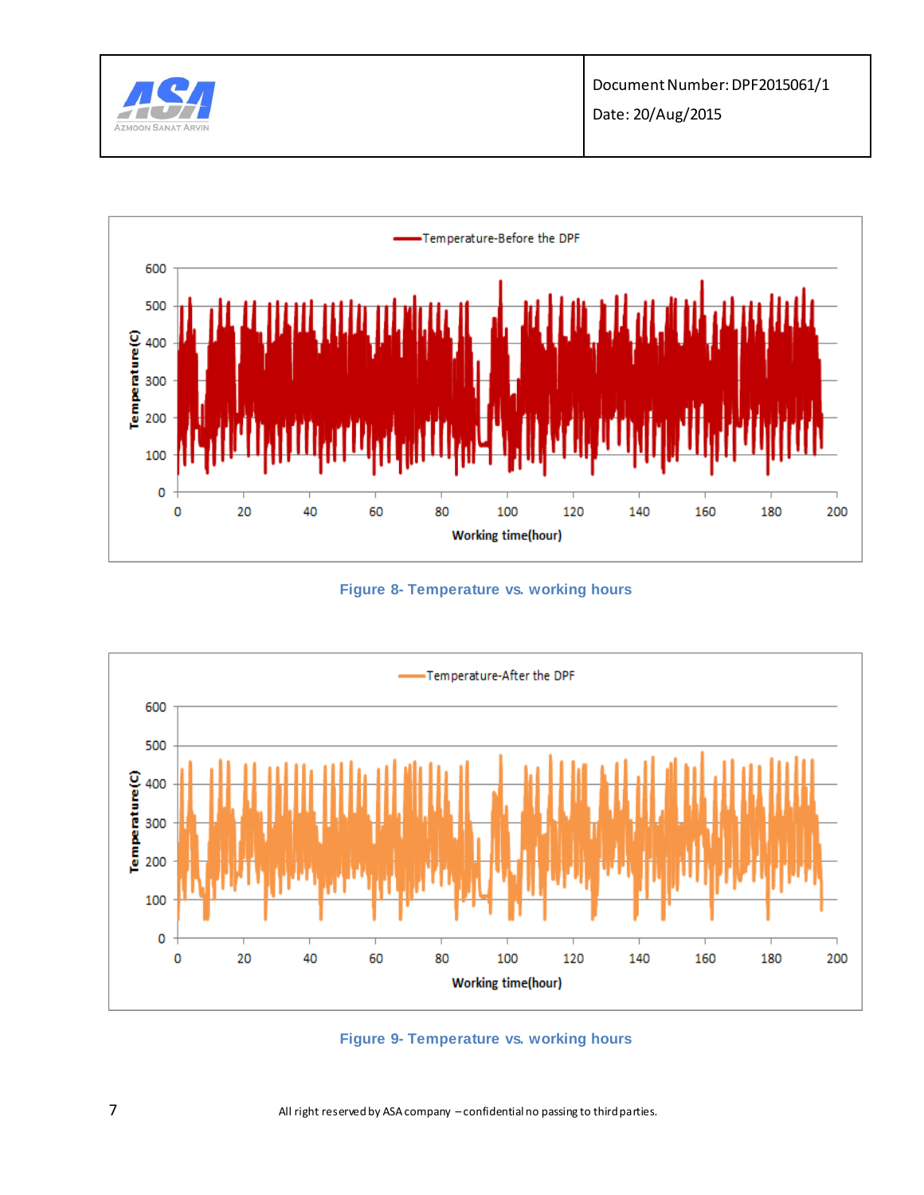Temperature-Before the DPF

600
500
400
300
200
100
0

Temperature(C)

0 20 40 60 80 100 120 140 160 180 200

Working time(hour)

Figure 8- Temperature vs. working hours

Temperature-After the DPF

600
500
400
300
200
100
0

Temperature(C)

0 20 40 60 80 100 120 140 160 180 200

Working time(hour)

Figure 9- Temperature vs. working hours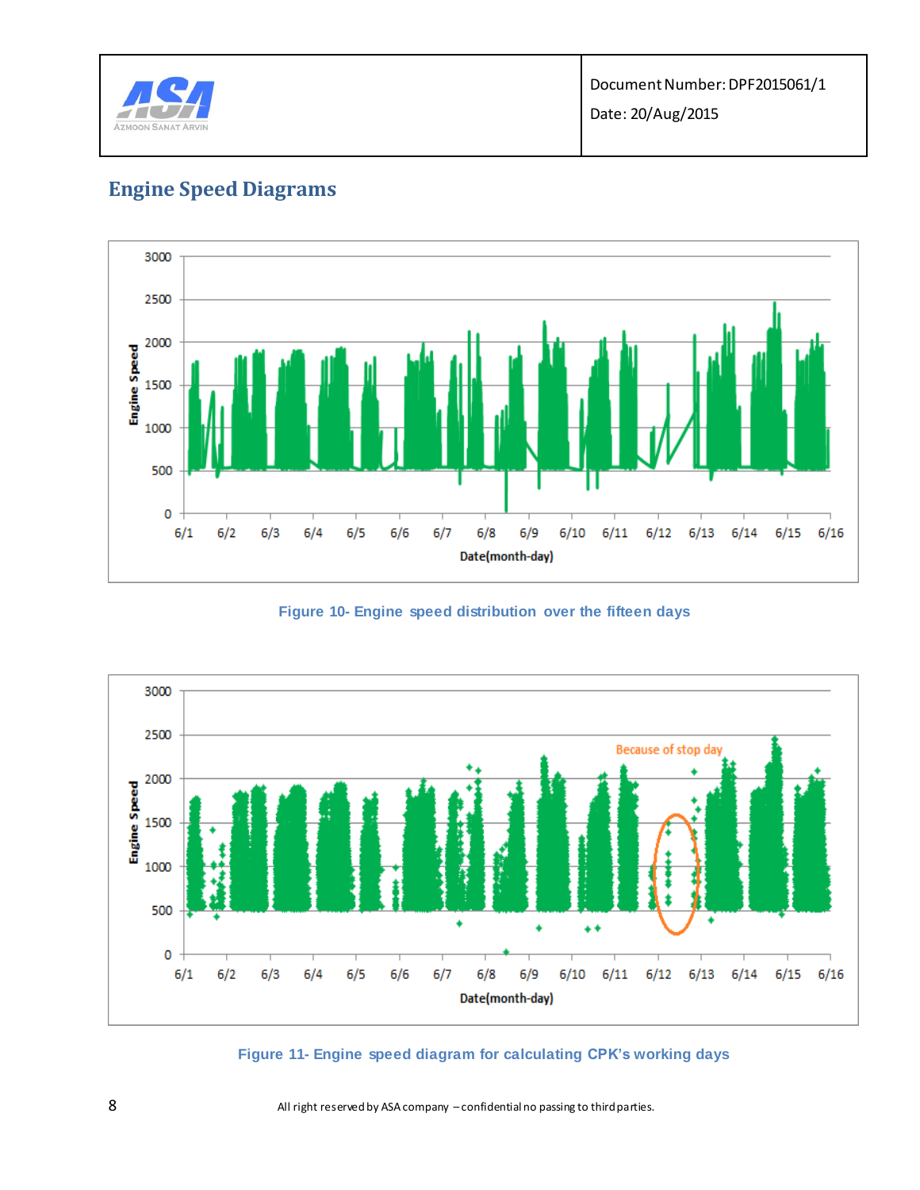## Engine Speed Diagrams

Engine Speed

3000
2500
2000
1500
1000
500
0

6/1 6/2 6/3 6/4 6/5 6/6 6/7 6/8 6/9 6/10 6/11 6/12 6/13 6/14 6/15 6/16

Date(month-day)

Figure 10- Engine speed distribution over the fifteen days

Engine Speed

3000
2500
2000
1500
1000
500
0

Because of stop day

6/1 6/2 6/3 6/4 6/5 6/6 6/7 6/8 6/9 6/10 6/11 6/12 6/13 6/14 6/15 6/16

Date(month-day)

Figure 11- Engine speed diagram for calculating CPK's working days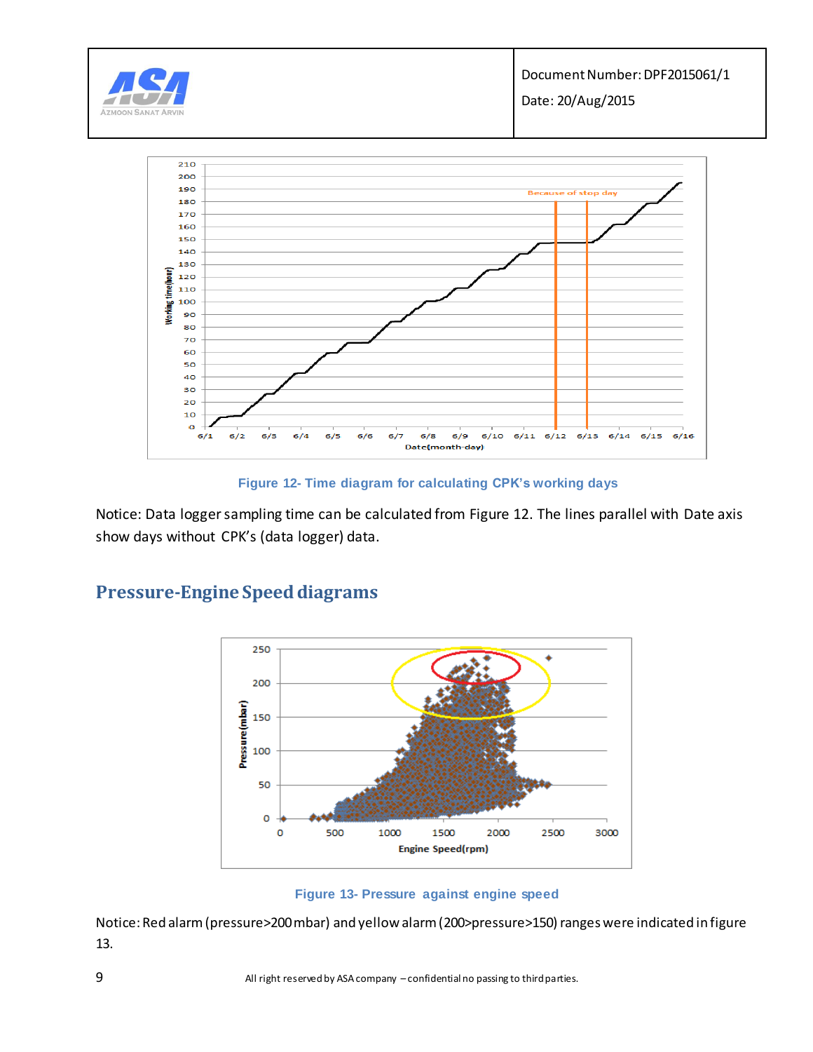210
200
190
180
170
160
150
140
130
120
110
100
90
80
70
60
50
40
30
20
10
0

Working time(hour)

Because of stop day

6/1 6/2 6/3 6/4 6/5 6/6 6/7 6/8 6/9 6/10 6/11 6/12 6/13 6/14 6/15 6/16

Date(month-day)

Figure 12- Time diagram for calculating CPK's working days

Notice: Data logger sampling time can be calculated from Figure 12. The lines parallel with Date axis show days without CPK's (data logger) data.

## Pressure-Engine Speed diagrams

250
200
150
100
50
0

Pressure(mbar)

0 500 1000 1500 2000 2500 3000

Engine Speed(rpm)

Figure 13- Pressure against engine speed

Notice: Red alarm (pressure>200 mbar) and yellow alarm (200>pressure>150) ranges were indicated in figure 13.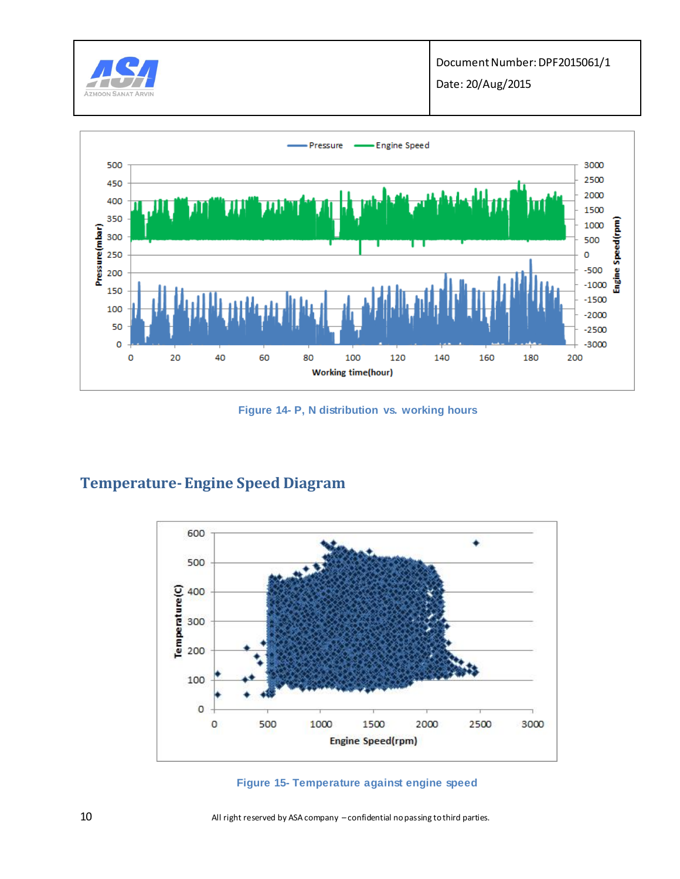Pressure
Engine Speed

Pressure(mbar)
500
450
400
350
300
250
200
150
100
50
0

Engine Speed(rpm)
3000
2500
2000
1500
1000
500
0
-500
-1000
-1500
-2000
-2500
-3000

0
20
40
60
80
100
120
140
160
180
200
Working time(hour)

Figure 14- P, N distribution vs. working hours

## Temperature- Engine Speed Diagram

Temperature(C)
600
500
400
300
200
100
0

0
500
1000
1500
2000
2500
3000
Engine Speed(rpm)

Figure 15- Temperature against engine speed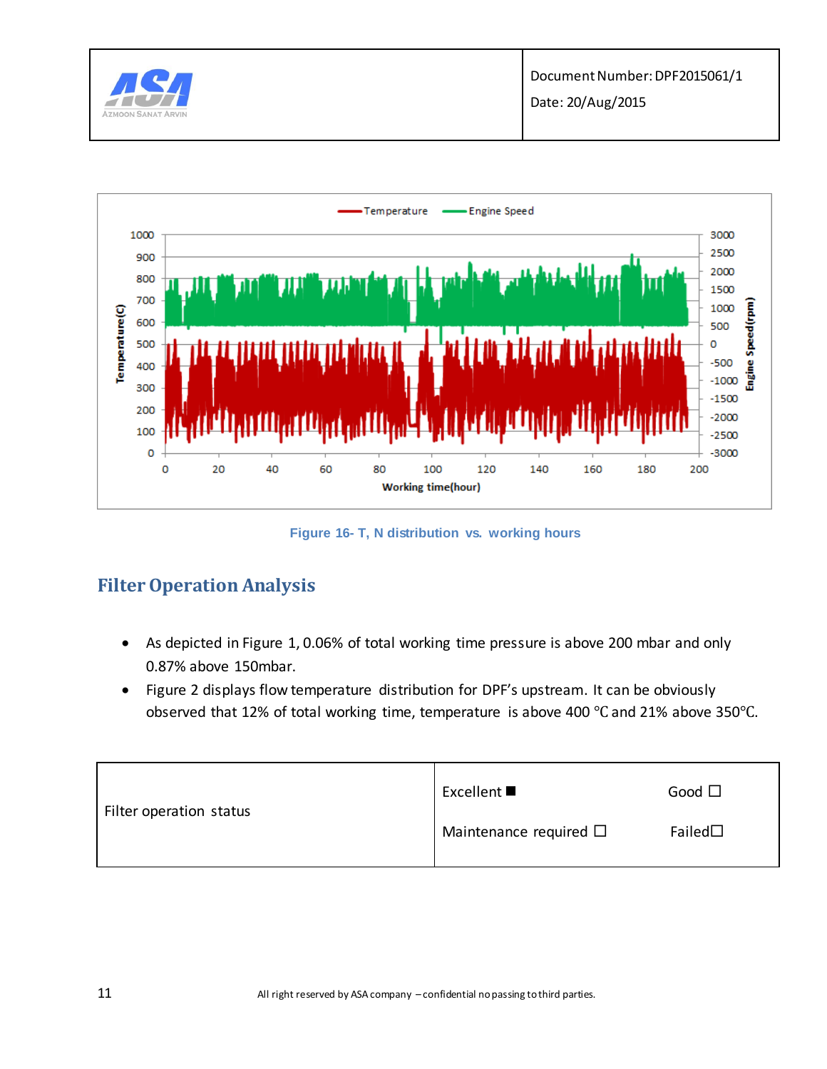Document Number: DPF2015061/1

Date: 20/Aug/2015

Temperature
Engine Speed

Temperature(C)
1000
900
800
700
600
500
400
300
200
100
0

Engine Speed(rpm)
3000
2500
2000
1500
1000
500
0
-500
-1000
-1500
-2000
-2500
-3000

0
20
40
60
80
100
120
140
160
180
200
Working time(hour)

Figure 16- T, N distribution vs. working hours

## Filter Operation Analysis

- As depicted in Figure 1, 0.06% of total working time pressure is above 200 mbar and only 0.87% above 150mbar.
- Figure 2 displays flow temperature distribution for DPF's upstream. It can be obviously observed that 12% of total working time, temperature is above 400 ℃ and 21% above 350℃.

| | | |
|---|---|---|
| Filter operation status | Excellent ■ | Good ☐ |
| | Maintenance required ☐ | Failed☐ |

All right reserved by ASA company – confidential no passing to third parties.